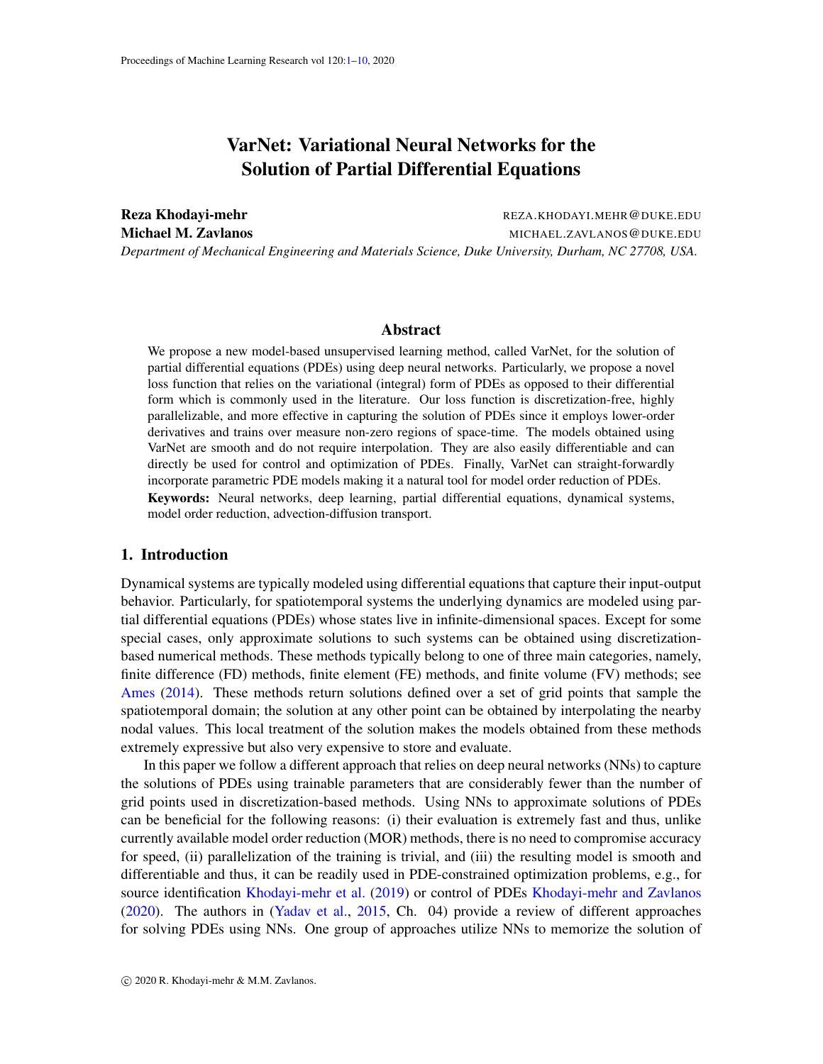# VarNet: Variational Neural Networks for the Solution of Partial Differential Equations

**Reza Khodayi-mehr** REZA.KHODAYI.MEHR@DUKE.EDU
**Michael M. Zavlanos** MICHAEL.ZAVLANOS@DUKE.EDU
*Department of Mechanical Engineering and Materials Science, Duke University, Durham, NC 27708, USA.*

## Abstract

We propose a new model-based unsupervised learning method, called VarNet, for the solution of partial differential equations (PDEs) using deep neural networks. Particularly, we propose a novel loss function that relies on the variational (integral) form of PDEs as opposed to their differential form which is commonly used in the literature. Our loss function is discretization-free, highly parallelizable, and more effective in capturing the solution of PDEs since it employs lower-order derivatives and trains over measure non-zero regions of space-time. The models obtained using VarNet are smooth and do not require interpolation. They are also easily differentiable and can directly be used for control and optimization of PDEs. Finally, VarNet can straight-forwardly incorporate parametric PDE models making it a natural tool for model order reduction of PDEs.

**Keywords:** Neural networks, deep learning, partial differential equations, dynamical systems, model order reduction, advection-diffusion transport.

## 1. Introduction

Dynamical systems are typically modeled using differential equations that capture their input-output behavior. Particularly, for spatiotemporal systems the underlying dynamics are modeled using partial differential equations (PDEs) whose states live in infinite-dimensional spaces. Except for some special cases, only approximate solutions to such systems can be obtained using discretization-based numerical methods. These methods typically belong to one of three main categories, namely, finite difference (FD) methods, finite element (FE) methods, and finite volume (FV) methods; see Ames (2014). These methods return solutions defined over a set of grid points that sample the spatiotemporal domain; the solution at any other point can be obtained by interpolating the nearby nodal values. This local treatment of the solution makes the models obtained from these methods extremely expressive but also very expensive to store and evaluate.

In this paper we follow a different approach that relies on deep neural networks (NNs) to capture the solutions of PDEs using trainable parameters that are considerably fewer than the number of grid points used in discretization-based methods. Using NNs to approximate solutions of PDEs can be beneficial for the following reasons: (i) their evaluation is extremely fast and thus, unlike currently available model order reduction (MOR) methods, there is no need to compromise accuracy for speed, (ii) parallelization of the training is trivial, and (iii) the resulting model is smooth and differentiable and thus, it can be readily used in PDE-constrained optimization problems, e.g., for source identification Khodayi-mehr et al. (2019) or control of PDEs Khodayi-mehr and Zavlanos (2020). The authors in (Yadav et al., 2015, Ch. 04) provide a review of different approaches for solving PDEs using NNs. One group of approaches utilize NNs to memorize the solution of

© 2020 R. Khodayi-mehr & M.M. Zavlanos.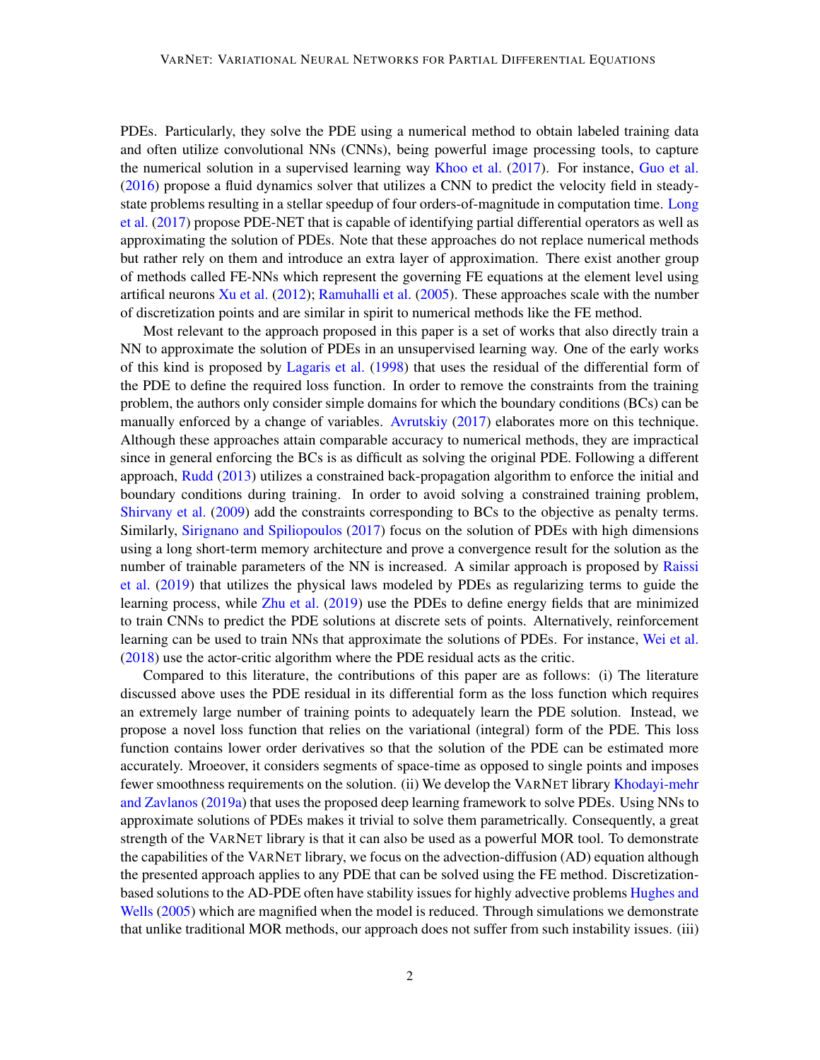PDEs. Particularly, they solve the PDE using a numerical method to obtain labeled training data and often utilize convolutional NNs (CNNs), being powerful image processing tools, to capture the numerical solution in a supervised learning way Khoo et al. (2017). For instance, Guo et al. (2016) propose a fluid dynamics solver that utilizes a CNN to predict the velocity field in steady-state problems resulting in a stellar speedup of four orders-of-magnitude in computation time. Long et al. (2017) propose PDE-NET that is capable of identifying partial differential operators as well as approximating the solution of PDEs. Note that these approaches do not replace numerical methods but rather rely on them and introduce an extra layer of approximation. There exist another group of methods called FE-NNs which represent the governing FE equations at the element level using artifical neurons Xu et al. (2012); Ramuhalli et al. (2005). These approaches scale with the number of discretization points and are similar in spirit to numerical methods like the FE method.

Most relevant to the approach proposed in this paper is a set of works that also directly train a NN to approximate the solution of PDEs in an unsupervised learning way. One of the early works of this kind is proposed by Lagaris et al. (1998) that uses the residual of the differential form of the PDE to define the required loss function. In order to remove the constraints from the training problem, the authors only consider simple domains for which the boundary conditions (BCs) can be manually enforced by a change of variables. Avrutskiy (2017) elaborates more on this technique. Although these approaches attain comparable accuracy to numerical methods, they are impractical since in general enforcing the BCs is as difficult as solving the original PDE. Following a different approach, Rudd (2013) utilizes a constrained back-propagation algorithm to enforce the initial and boundary conditions during training. In order to avoid solving a constrained training problem, Shirvany et al. (2009) add the constraints corresponding to BCs to the objective as penalty terms. Similarly, Sirignano and Spiliopoulos (2017) focus on the solution of PDEs with high dimensions using a long short-term memory architecture and prove a convergence result for the solution as the number of trainable parameters of the NN is increased. A similar approach is proposed by Raissi et al. (2019) that utilizes the physical laws modeled by PDEs as regularizing terms to guide the learning process, while Zhu et al. (2019) use the PDEs to define energy fields that are minimized to train CNNs to predict the PDE solutions at discrete sets of points. Alternatively, reinforcement learning can be used to train NNs that approximate the solutions of PDEs. For instance, Wei et al. (2018) use the actor-critic algorithm where the PDE residual acts as the critic.

Compared to this literature, the contributions of this paper are as follows: (i) The literature discussed above uses the PDE residual in its differential form as the loss function which requires an extremely large number of training points to adequately learn the PDE solution. Instead, we propose a novel loss function that relies on the variational (integral) form of the PDE. This loss function contains lower order derivatives so that the solution of the PDE can be estimated more accurately. Mroeover, it considers segments of space-time as opposed to single points and imposes fewer smoothness requirements on the solution. (ii) We develop the VarNet library Khodayi-mehr and Zavlanos (2019a) that uses the proposed deep learning framework to solve PDEs. Using NNs to approximate solutions of PDEs makes it trivial to solve them parametrically. Consequently, a great strength of the VarNet library is that it can also be used as a powerful MOR tool. To demonstrate the capabilities of the VarNet library, we focus on the advection-diffusion (AD) equation although the presented approach applies to any PDE that can be solved using the FE method. Discretization-based solutions to the AD-PDE often have stability issues for highly advective problems Hughes and Wells (2005) which are magnified when the model is reduced. Through simulations we demonstrate that unlike traditional MOR methods, our approach does not suffer from such instability issues. (iii)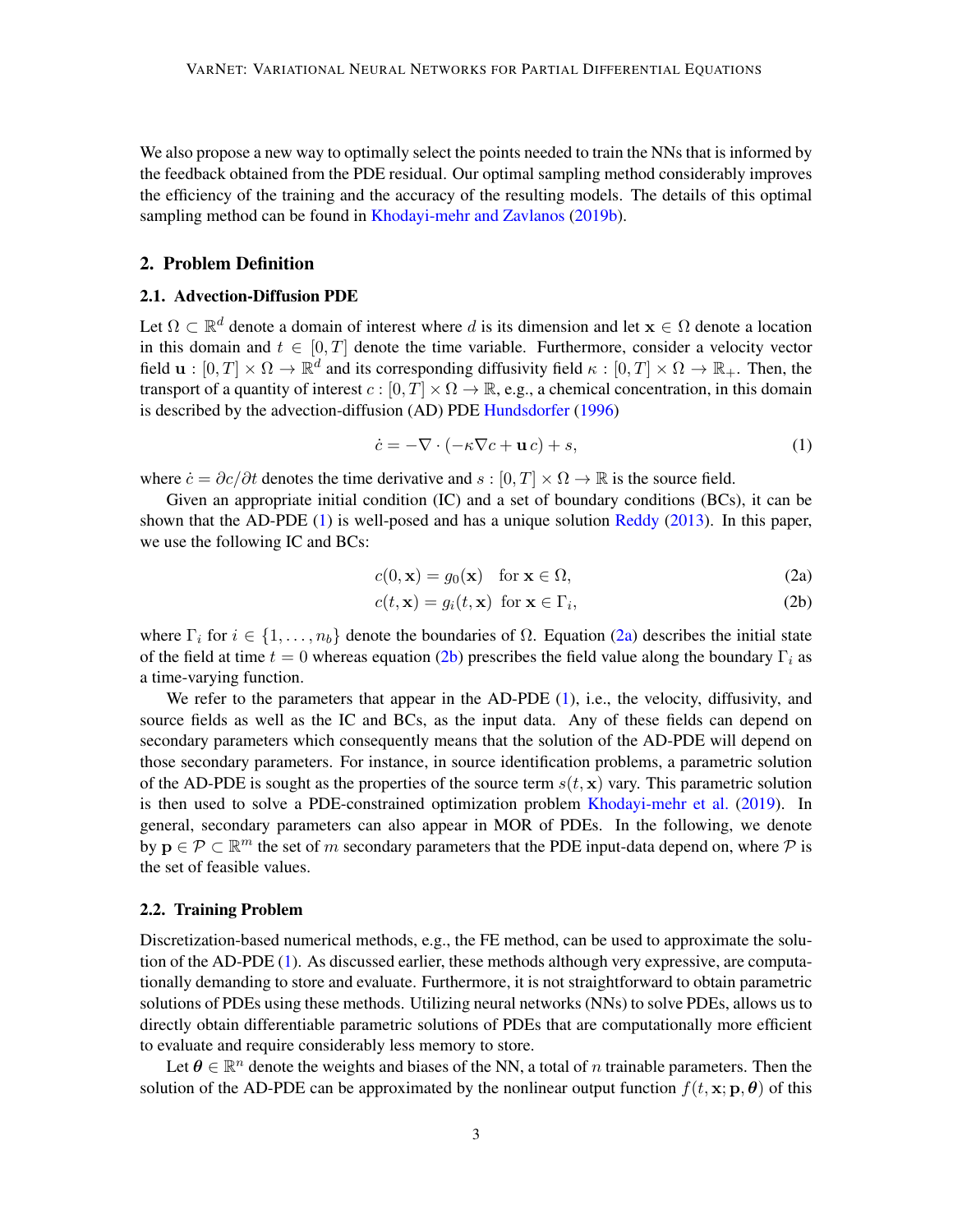We also propose a new way to optimally select the points needed to train the NNs that is informed by the feedback obtained from the PDE residual. Our optimal sampling method considerably improves the efficiency of the training and the accuracy of the resulting models. The details of this optimal sampling method can be found in Khodayi-mehr and Zavlanos (2019b).

## 2. Problem Definition

### 2.1. Advection-Diffusion PDE

Let $\Omega \subset \mathbb{R}^d$ denote a domain of interest where $d$ is its dimension and let $\mathbf{x} \in \Omega$ denote a location in this domain and $t \in [0, T]$ denote the time variable. Furthermore, consider a velocity vector field $\mathbf{u} : [0, T] \times \Omega \to \mathbb{R}^d$ and its corresponding diffusivity field $\kappa : [0, T] \times \Omega \to \mathbb{R}_+$. Then, the transport of a quantity of interest $c : [0, T] \times \Omega \to \mathbb{R}$, e.g., a chemical concentration, in this domain is described by the advection-diffusion (AD) PDE Hundsdorfer (1996)

$$
\dot{c} = -\nabla \cdot (-\kappa \nabla c + \mathbf{u}\, c) + s, \tag{1}
$$

where $\dot{c} = \partial c / \partial t$ denotes the time derivative and $s : [0, T] \times \Omega \to \mathbb{R}$ is the source field.

Given an appropriate initial condition (IC) and a set of boundary conditions (BCs), it can be shown that the AD-PDE (1) is well-posed and has a unique solution Reddy (2013). In this paper, we use the following IC and BCs:

$$
c(0, \mathbf{x}) = g_0(\mathbf{x}) \quad \text{for } \mathbf{x} \in \Omega, \tag{2a}
$$

$$
c(t, \mathbf{x}) = g_i(t, \mathbf{x}) \quad \text{for } \mathbf{x} \in \Gamma_i, \tag{2b}
$$

where $\Gamma_i$ for $i \in \{1, \dots, n_b\}$ denote the boundaries of $\Omega$. Equation (2a) describes the initial state of the field at time $t = 0$ whereas equation (2b) prescribes the field value along the boundary $\Gamma_i$ as a time-varying function.

We refer to the parameters that appear in the AD-PDE (1), i.e., the velocity, diffusivity, and source fields as well as the IC and BCs, as the input data. Any of these fields can depend on secondary parameters which consequently means that the solution of the AD-PDE will depend on those secondary parameters. For instance, in source identification problems, a parametric solution of the AD-PDE is sought as the properties of the source term $s(t, \mathbf{x})$ vary. This parametric solution is then used to solve a PDE-constrained optimization problem Khodayi-mehr et al. (2019). In general, secondary parameters can also appear in MOR of PDEs. In the following, we denote by $\mathbf{p} \in \mathcal{P} \subset \mathbb{R}^m$ the set of $m$ secondary parameters that the PDE input-data depend on, where $\mathcal{P}$ is the set of feasible values.

### 2.2. Training Problem

Discretization-based numerical methods, e.g., the FE method, can be used to approximate the solution of the AD-PDE (1). As discussed earlier, these methods although very expressive, are computationally demanding to store and evaluate. Furthermore, it is not straightforward to obtain parametric solutions of PDEs using these methods. Utilizing neural networks (NNs) to solve PDEs, allows us to directly obtain differentiable parametric solutions of PDEs that are computationally more efficient to evaluate and require considerably less memory to store.

Let $\boldsymbol{\theta} \in \mathbb{R}^n$ denote the weights and biases of the NN, a total of $n$ trainable parameters. Then the solution of the AD-PDE can be approximated by the nonlinear output function $f(t, \mathbf{x}; \mathbf{p}, \boldsymbol{\theta})$ of this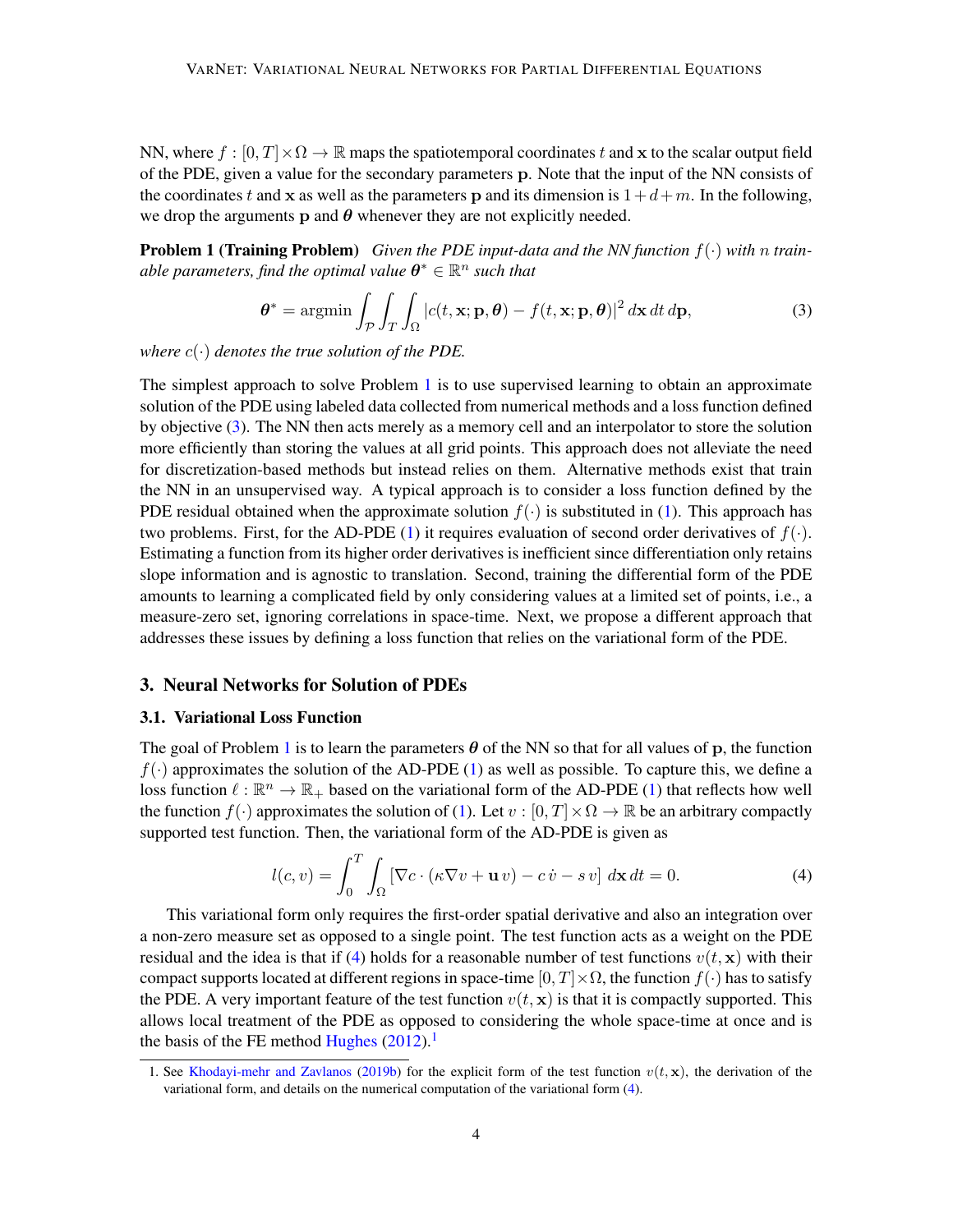NN, where $f : [0, T] \times \Omega \to \mathbb{R}$ maps the spatiotemporal coordinates $t$ and $\mathbf{x}$ to the scalar output field of the PDE, given a value for the secondary parameters $\mathbf{p}$. Note that the input of the NN consists of the coordinates $t$ and $\mathbf{x}$ as well as the parameters $\mathbf{p}$ and its dimension is $1 + d + m$. In the following, we drop the arguments $\mathbf{p}$ and $\boldsymbol{\theta}$ whenever they are not explicitly needed.

**Problem 1 (Training Problem)** *Given the PDE input-data and the NN function $f(\cdot)$ with $n$ trainable parameters, find the optimal value $\boldsymbol{\theta}^* \in \mathbb{R}^n$ such that*

$$\boldsymbol{\theta}^* = \operatorname{argmin} \int_{\mathcal{P}} \int_{T} \int_{\Omega} |c(t, \mathbf{x}; \mathbf{p}, \boldsymbol{\theta}) - f(t, \mathbf{x}; \mathbf{p}, \boldsymbol{\theta})|^2 \, d\mathbf{x} \, dt \, d\mathbf{p}, \tag{3}$$

*where $c(\cdot)$ denotes the true solution of the PDE.*

The simplest approach to solve Problem 1 is to use supervised learning to obtain an approximate solution of the PDE using labeled data collected from numerical methods and a loss function defined by objective (3). The NN then acts merely as a memory cell and an interpolator to store the solution more efficiently than storing the values at all grid points. This approach does not alleviate the need for discretization-based methods but instead relies on them. Alternative methods exist that train the NN in an unsupervised way. A typical approach is to consider a loss function defined by the PDE residual obtained when the approximate solution $f(\cdot)$ is substituted in (1). This approach has two problems. First, for the AD-PDE (1) it requires evaluation of second order derivatives of $f(\cdot)$. Estimating a function from its higher order derivatives is inefficient since differentiation only retains slope information and is agnostic to translation. Second, training the differential form of the PDE amounts to learning a complicated field by only considering values at a limited set of points, i.e., a measure-zero set, ignoring correlations in space-time. Next, we propose a different approach that addresses these issues by defining a loss function that relies on the variational form of the PDE.

## 3. Neural Networks for Solution of PDEs

### 3.1. Variational Loss Function

The goal of Problem 1 is to learn the parameters $\boldsymbol{\theta}$ of the NN so that for all values of $\mathbf{p}$, the function $f(\cdot)$ approximates the solution of the AD-PDE (1) as well as possible. To capture this, we define a loss function $\ell : \mathbb{R}^n \to \mathbb{R}_+$ based on the variational form of the AD-PDE (1) that reflects how well the function $f(\cdot)$ approximates the solution of (1). Let $v : [0, T] \times \Omega \to \mathbb{R}$ be an arbitrary compactly supported test function. Then, the variational form of the AD-PDE is given as

$$l(c, v) = \int_0^T \int_{\Omega} \left[ \nabla c \cdot (\kappa \nabla v + \mathbf{u} \, v) - c \, \dot{v} - s \, v \right] \, d\mathbf{x} \, dt = 0. \tag{4}$$

This variational form only requires the first-order spatial derivative and also an integration over a non-zero measure set as opposed to a single point. The test function acts as a weight on the PDE residual and the idea is that if (4) holds for a reasonable number of test functions $v(t, \mathbf{x})$ with their compact supports located at different regions in space-time $[0, T] \times \Omega$, the function $f(\cdot)$ has to satisfy the PDE. A very important feature of the test function $v(t, \mathbf{x})$ is that it is compactly supported. This allows local treatment of the PDE as opposed to considering the whole space-time at once and is the basis of the FE method Hughes (2012).[1]

1. See Khodayi-mehr and Zavlanos (2019b) for the explicit form of the test function $v(t, \mathbf{x})$, the derivation of the variational form, and details on the numerical computation of the variational form (4).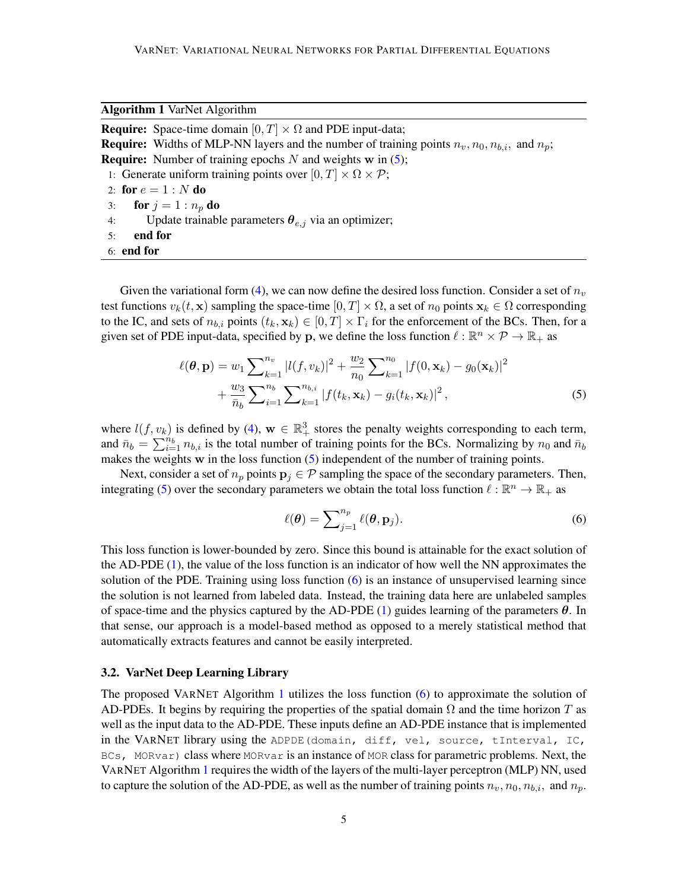**Algorithm 1** VarNet Algorithm

---

**Require:** Space-time domain $[0, T] \times \Omega$ and PDE input-data;
**Require:** Widths of MLP-NN layers and the number of training points $n_v, n_0, n_{b,i},$ and $n_p$;
**Require:** Number of training epochs $N$ and weights $\mathbf{w}$ in (5);
1: Generate uniform training points over $[0, T] \times \Omega \times \mathcal{P}$;
2: **for** $e = 1 : N$ **do**
3: &nbsp;&nbsp;&nbsp;&nbsp;**for** $j = 1 : n_p$ **do**
4: &nbsp;&nbsp;&nbsp;&nbsp;&nbsp;&nbsp;&nbsp;&nbsp;Update trainable parameters $\boldsymbol{\theta}_{e,j}$ via an optimizer;
5: &nbsp;&nbsp;&nbsp;&nbsp;**end for**
6: **end for**

---

Given the variational form (4), we can now define the desired loss function. Consider a set of $n_v$ test functions $v_k(t, \mathbf{x})$ sampling the space-time $[0, T] \times \Omega$, a set of $n_0$ points $\mathbf{x}_k \in \Omega$ corresponding to the IC, and sets of $n_{b,i}$ points $(t_k, \mathbf{x}_k) \in [0, T] \times \Gamma_i$ for the enforcement of the BCs. Then, for a given set of PDE input-data, specified by $\mathbf{p}$, we define the loss function $\ell : \mathbb{R}^n \times \mathcal{P} \to \mathbb{R}_+$ as

$$\ell(\boldsymbol{\theta}, \mathbf{p}) = w_1 \sum_{k=1}^{n_v} |l(f, v_k)|^2 + \frac{w_2}{n_0} \sum_{k=1}^{n_0} |f(0, \mathbf{x}_k) - g_0(\mathbf{x}_k)|^2 + \frac{w_3}{\bar{n}_b} \sum_{i=1}^{n_b} \sum_{k=1}^{n_{b,i}} |f(t_k, \mathbf{x}_k) - g_i(t_k, \mathbf{x}_k)|^2, \tag{5}$$

where $l(f, v_k)$ is defined by (4), $\mathbf{w} \in \mathbb{R}_+^3$ stores the penalty weights corresponding to each term, and $\bar{n}_b = \sum_{i=1}^{n_b} n_{b,i}$ is the total number of training points for the BCs. Normalizing by $n_0$ and $\bar{n}_b$ makes the weights $\mathbf{w}$ in the loss function (5) independent of the number of training points.

Next, consider a set of $n_p$ points $\mathbf{p}_j \in \mathcal{P}$ sampling the space of the secondary parameters. Then, integrating (5) over the secondary parameters we obtain the total loss function $\ell : \mathbb{R}^n \to \mathbb{R}_+$ as

$$\ell(\boldsymbol{\theta}) = \sum_{j=1}^{n_p} \ell(\boldsymbol{\theta}, \mathbf{p}_j). \tag{6}$$

This loss function is lower-bounded by zero. Since this bound is attainable for the exact solution of the AD-PDE (1), the value of the loss function is an indicator of how well the NN approximates the solution of the PDE. Training using loss function (6) is an instance of unsupervised learning since the solution is not learned from labeled data. Instead, the training data here are unlabeled samples of space-time and the physics captured by the AD-PDE (1) guides learning of the parameters $\boldsymbol{\theta}$. In that sense, our approach is a model-based method as opposed to a merely statistical method that automatically extracts features and cannot be easily interpreted.

### 3.2. VarNet Deep Learning Library

The proposed VarNet Algorithm 1 utilizes the loss function (6) to approximate the solution of AD-PDEs. It begins by requiring the properties of the spatial domain $\Omega$ and the time horizon $T$ as well as the input data to the AD-PDE. These inputs define an AD-PDE instance that is implemented in the VarNet library using the `ADPDE(domain, diff, vel, source, tInterval, IC, BCs, MORvar)` class where `MORvar` is an instance of `MOR` class for parametric problems. Next, the VarNet Algorithm 1 requires the width of the layers of the multi-layer perceptron (MLP) NN, used to capture the solution of the AD-PDE, as well as the number of training points $n_v, n_0, n_{b,i},$ and $n_p$.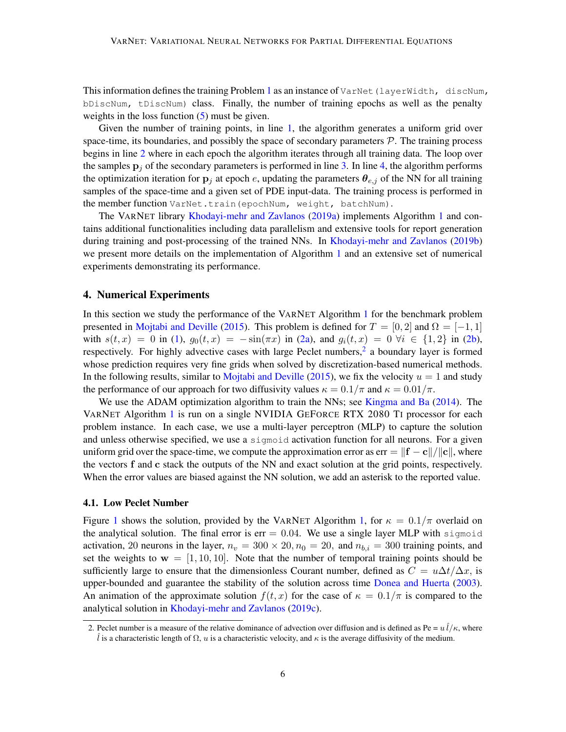This information defines the training Problem 1 as an instance of `VarNet(layerWidth, discNum, bDiscNum, tDiscNum)` class. Finally, the number of training epochs as well as the penalty weights in the loss function (5) must be given.

Given the number of training points, in line 1, the algorithm generates a uniform grid over space-time, its boundaries, and possibly the space of secondary parameters $\mathcal{P}$. The training process begins in line 2 where in each epoch the algorithm iterates through all training data. The loop over the samples $\mathbf{p}_j$ of the secondary parameters is performed in line 3. In line 4, the algorithm performs the optimization iteration for $\mathbf{p}_j$ at epoch $e$, updating the parameters $\boldsymbol{\theta}_{e,j}$ of the NN for all training samples of the space-time and a given set of PDE input-data. The training process is performed in the member function `VarNet.train(epochNum, weight, batchNum)`.

The VarNet library Khodayi-mehr and Zavlanos (2019a) implements Algorithm 1 and contains additional functionalities including data parallelism and extensive tools for report generation during training and post-processing of the trained NNs. In Khodayi-mehr and Zavlanos (2019b) we present more details on the implementation of Algorithm 1 and an extensive set of numerical experiments demonstrating its performance.

## 4. Numerical Experiments

In this section we study the performance of the VarNet Algorithm 1 for the benchmark problem presented in Mojtabi and Deville (2015). This problem is defined for $T = [0, 2]$ and $\Omega = [-1, 1]$ with $s(t, x) = 0$ in (1), $g_0(t, x) = -\sin(\pi x)$ in (2a), and $g_i(t, x) = 0 \ \forall i \in \{1, 2\}$ in (2b), respectively. For highly advective cases with large Peclet numbers,[2] a boundary layer is formed whose prediction requires very fine grids when solved by discretization-based numerical methods. In the following results, similar to Mojtabi and Deville (2015), we fix the velocity $u = 1$ and study the performance of our approach for two diffusivity values $\kappa = 0.1/\pi$ and $\kappa = 0.01/\pi$.

We use the ADAM optimization algorithm to train the NNs; see Kingma and Ba (2014). The VarNet Algorithm 1 is run on a single NVIDIA GeForce RTX 2080 Ti processor for each problem instance. In each case, we use a multi-layer perceptron (MLP) to capture the solution and unless otherwise specified, we use a `sigmoid` activation function for all neurons. For a given uniform grid over the space-time, we compute the approximation error as err $= \|\mathbf{f} - \mathbf{c}\|/\|\mathbf{c}\|$, where the vectors $\mathbf{f}$ and $\mathbf{c}$ stack the outputs of the NN and exact solution at the grid points, respectively. When the error values are biased against the NN solution, we add an asterisk to the reported value.

### 4.1. Low Peclet Number

Figure 1 shows the solution, provided by the VarNet Algorithm 1, for $\kappa = 0.1/\pi$ overlaid on the analytical solution. The final error is err $= 0.04$. We use a single layer MLP with `sigmoid` activation, 20 neurons in the layer, $n_v = 300 \times 20$, $n_0 = 20$, and $n_{b,i} = 300$ training points, and set the weights to $\mathbf{w} = [1, 10, 10]$. Note that the number of temporal training points should be sufficiently large to ensure that the dimensionless Courant number, defined as $C = u\Delta t/\Delta x$, is upper-bounded and guarantee the stability of the solution across time Donea and Huerta (2003). An animation of the approximate solution $f(t, x)$ for the case of $\kappa = 0.1/\pi$ is compared to the analytical solution in Khodayi-mehr and Zavlanos (2019c).

---

2. Peclet number is a measure of the relative dominance of advection over diffusion and is defined as Pe = $u\,\hat{l}/\kappa$, where $\hat{l}$ is a characteristic length of $\Omega$, $u$ is a characteristic velocity, and $\kappa$ is the average diffusivity of the medium.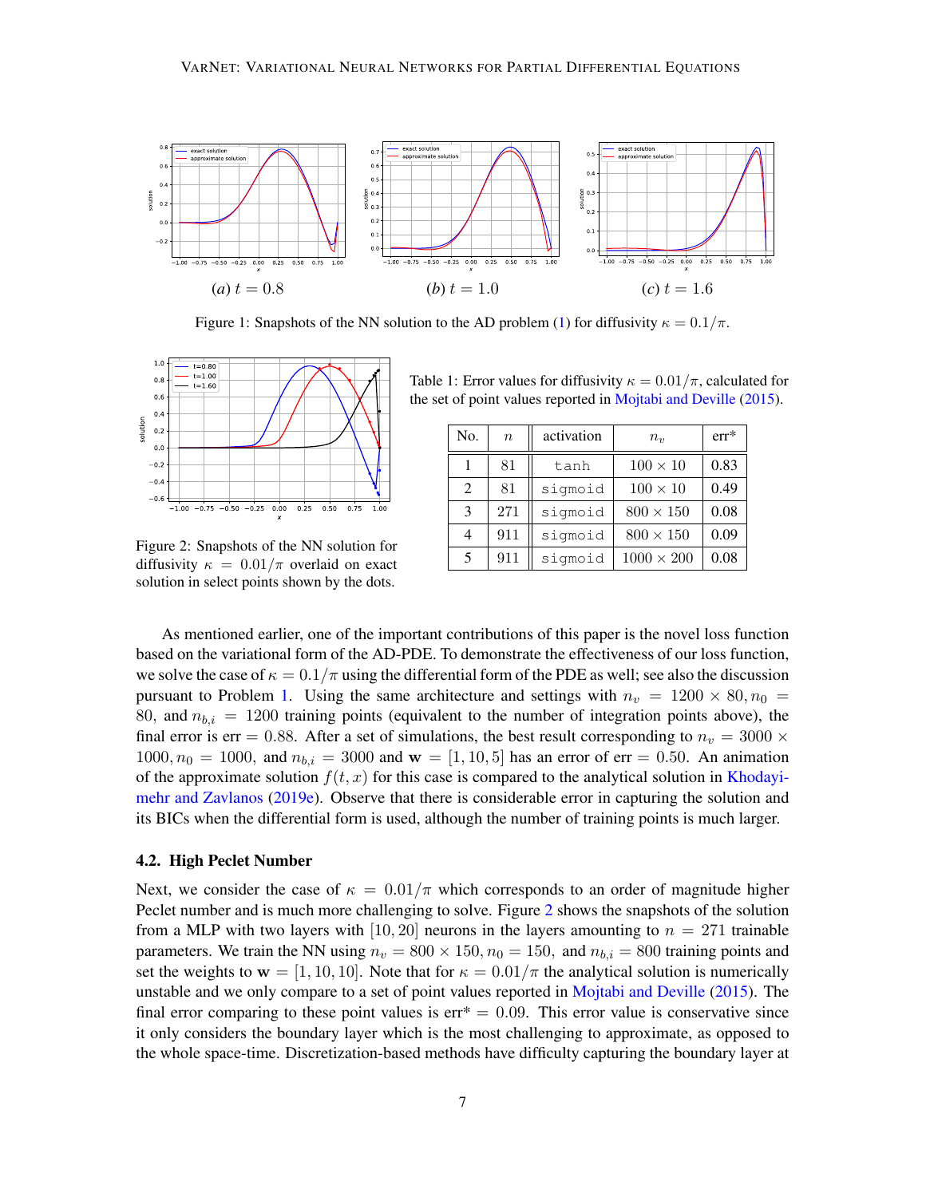Figure 1: Snapshots of the NN solution to the AD problem (1) for diffusivity $\kappa = 0.1/\pi$.

Figure 2: Snapshots of the NN solution for diffusivity $\kappa = 0.01/\pi$ overlaid on exact solution in select points shown by the dots.

Table 1: Error values for diffusivity $\kappa = 0.01/\pi$, calculated for the set of point values reported in Mojtabi and Deville (2015).

| No. | $n$ | activation | $n_v$ | err* |
|---|---|---|---|---|
| 1 | 81 | `tanh` | $100 \times 10$ | 0.83 |
| 2 | 81 | `sigmoid` | $100 \times 10$ | 0.49 |
| 3 | 271 | `sigmoid` | $800 \times 150$ | 0.08 |
| 4 | 911 | `sigmoid` | $800 \times 150$ | 0.09 |
| 5 | 911 | `sigmoid` | $1000 \times 200$ | 0.08 |

As mentioned earlier, one of the important contributions of this paper is the novel loss function based on the variational form of the AD-PDE. To demonstrate the effectiveness of our loss function, we solve the case of $\kappa = 0.1/\pi$ using the differential form of the PDE as well; see also the discussion pursuant to Problem 1. Using the same architecture and settings with $n_v = 1200 \times 80, n_0 = 80$, and $n_{b,i} = 1200$ training points (equivalent to the number of integration points above), the final error is err $= 0.88$. After a set of simulations, the best result corresponding to $n_v = 3000 \times 1000, n_0 = 1000$, and $n_{b,i} = 3000$ and $\mathbf{w} = [1, 10, 5]$ has an error of err $= 0.50$. An animation of the approximate solution $f(t, x)$ for this case is compared to the analytical solution in Khodayi-mehr and Zavlanos (2019e). Observe that there is considerable error in capturing the solution and its BICs when the differential form is used, although the number of training points is much larger.

### 4.2. High Peclet Number

Next, we consider the case of $\kappa = 0.01/\pi$ which corresponds to an order of magnitude higher Peclet number and is much more challenging to solve. Figure 2 shows the snapshots of the solution from a MLP with two layers with $[10, 20]$ neurons in the layers amounting to $n = 271$ trainable parameters. We train the NN using $n_v = 800 \times 150, n_0 = 150$, and $n_{b,i} = 800$ training points and set the weights to $\mathbf{w} = [1, 10, 10]$. Note that for $\kappa = 0.01/\pi$ the analytical solution is numerically unstable and we only compare to a set of point values reported in Mojtabi and Deville (2015). The final error comparing to these point values is err* $= 0.09$. This error value is conservative since it only considers the boundary layer which is the most challenging to approximate, as opposed to the whole space-time. Discretization-based methods have difficulty capturing the boundary layer at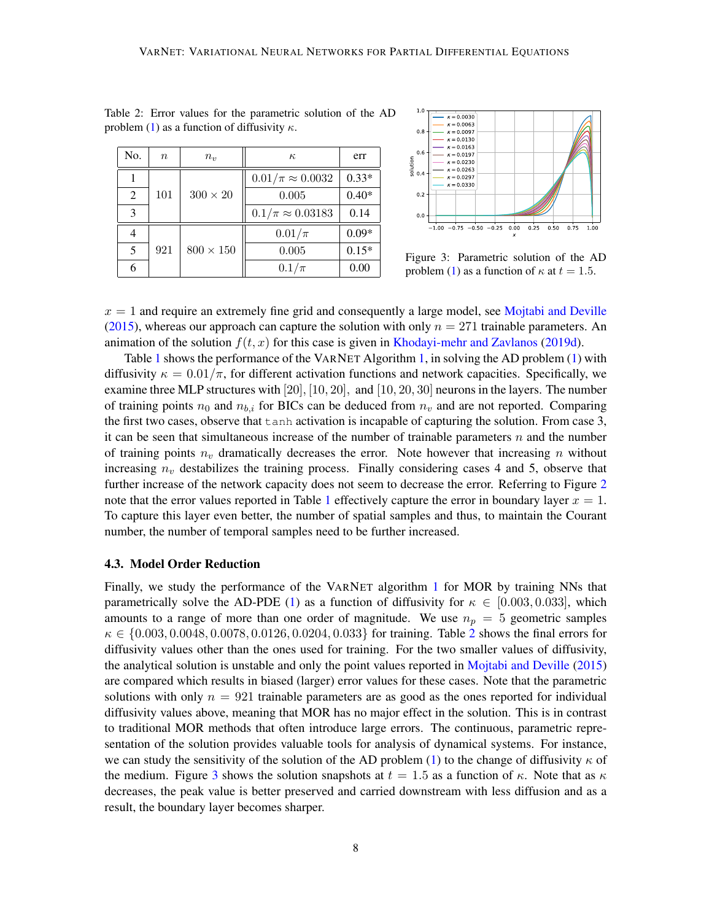Table 2: Error values for the parametric solution of the AD problem (1) as a function of diffusivity $\kappa$.

| No. | $n$ | $n_v$ | $\kappa$ | err |
|---|---|---|---|---|
| 1 | 101 | $300 \times 20$ | $0.01/\pi \approx 0.0032$ | 0.33* |
| 2 | | | 0.005 | 0.40* |
| 3 | | | $0.1/\pi \approx 0.03183$ | 0.14 |
| 4 | 921 | $800 \times 150$ | $0.01/\pi$ | 0.09* |
| 5 | | | 0.005 | 0.15* |
| 6 | | | $0.1/\pi$ | 0.00 |

Figure 3: Parametric solution of the AD problem (1) as a function of $\kappa$ at $t = 1.5$.

$x = 1$ and require an extremely fine grid and consequently a large model, see Mojtabi and Deville (2015), whereas our approach can capture the solution with only $n = 271$ trainable parameters. An animation of the solution $f(t, x)$ for this case is given in Khodayi-mehr and Zavlanos (2019d).

Table 1 shows the performance of the VarNet Algorithm 1, in solving the AD problem (1) with diffusivity $\kappa = 0.01/\pi$, for different activation functions and network capacities. Specifically, we examine three MLP structures with $[20]$, $[10, 20]$, and $[10, 20, 30]$ neurons in the layers. The number of training points $n_0$ and $n_{b,i}$ for BICs can be deduced from $n_v$ and are not reported. Comparing the first two cases, observe that `tanh` activation is incapable of capturing the solution. From case 3, it can be seen that simultaneous increase of the number of trainable parameters $n$ and the number of training points $n_v$ dramatically decreases the error. Note however that increasing $n$ without increasing $n_v$ destabilizes the training process. Finally considering cases 4 and 5, observe that further increase of the network capacity does not seem to decrease the error. Referring to Figure 2 note that the error values reported in Table 1 effectively capture the error in boundary layer $x = 1$. To capture this layer even better, the number of spatial samples and thus, to maintain the Courant number, the number of temporal samples need to be further increased.

### 4.3. Model Order Reduction

Finally, we study the performance of the VarNet algorithm 1 for MOR by training NNs that parametrically solve the AD-PDE (1) as a function of diffusivity for $\kappa \in [0.003, 0.033]$, which amounts to a range of more than one order of magnitude. We use $n_p = 5$ geometric samples $\kappa \in \{0.003, 0.0048, 0.0078, 0.0126, 0.0204, 0.033\}$ for training. Table 2 shows the final errors for diffusivity values other than the ones used for training. For the two smaller values of diffusivity, the analytical solution is unstable and only the point values reported in Mojtabi and Deville (2015) are compared which results in biased (larger) error values for these cases. Note that the parametric solutions with only $n = 921$ trainable parameters are as good as the ones reported for individual diffusivity values above, meaning that MOR has no major effect in the solution. This is in contrast to traditional MOR methods that often introduce large errors. The continuous, parametric representation of the solution provides valuable tools for analysis of dynamical systems. For instance, we can study the sensitivity of the solution of the AD problem (1) to the change of diffusivity $\kappa$ of the medium. Figure 3 shows the solution snapshots at $t = 1.5$ as a function of $\kappa$. Note that as $\kappa$ decreases, the peak value is better preserved and carried downstream with less diffusion and as a result, the boundary layer becomes sharper.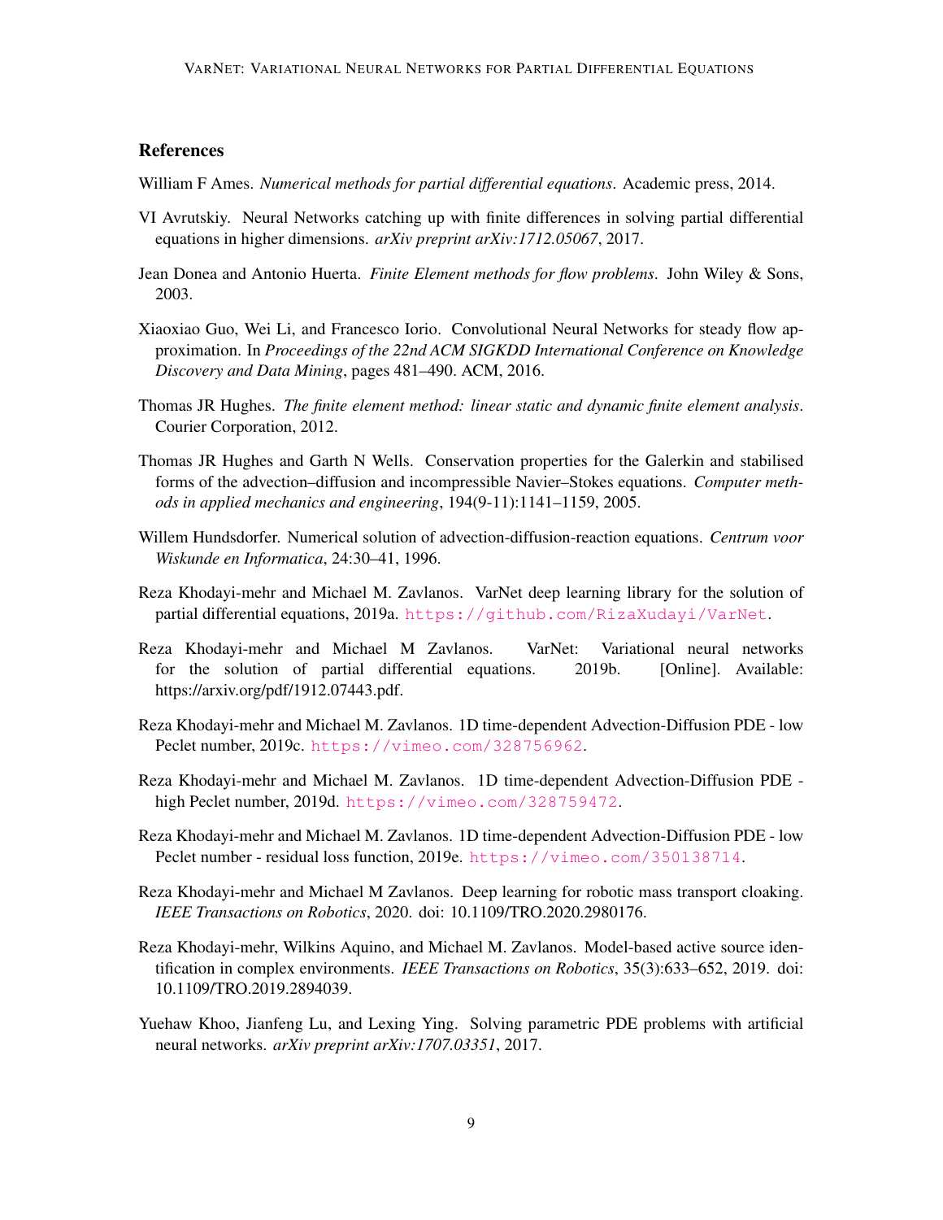## References

William F Ames. *Numerical methods for partial differential equations*. Academic press, 2014.

VI Avrutskiy. Neural Networks catching up with finite differences in solving partial differential equations in higher dimensions. *arXiv preprint arXiv:1712.05067*, 2017.

Jean Donea and Antonio Huerta. *Finite Element methods for flow problems*. John Wiley & Sons, 2003.

Xiaoxiao Guo, Wei Li, and Francesco Iorio. Convolutional Neural Networks for steady flow approximation. In *Proceedings of the 22nd ACM SIGKDD International Conference on Knowledge Discovery and Data Mining*, pages 481–490. ACM, 2016.

Thomas JR Hughes. *The finite element method: linear static and dynamic finite element analysis*. Courier Corporation, 2012.

Thomas JR Hughes and Garth N Wells. Conservation properties for the Galerkin and stabilised forms of the advection–diffusion and incompressible Navier–Stokes equations. *Computer methods in applied mechanics and engineering*, 194(9-11):1141–1159, 2005.

Willem Hundsdorfer. Numerical solution of advection-diffusion-reaction equations. *Centrum voor Wiskunde en Informatica*, 24:30–41, 1996.

Reza Khodayi-mehr and Michael M. Zavlanos. VarNet deep learning library for the solution of partial differential equations, 2019a. https://github.com/RizaXudayi/VarNet.

Reza Khodayi-mehr and Michael M Zavlanos. VarNet: Variational neural networks for the solution of partial differential equations. 2019b. [Online]. Available: https://arxiv.org/pdf/1912.07443.pdf.

Reza Khodayi-mehr and Michael M. Zavlanos. 1D time-dependent Advection-Diffusion PDE - low Peclet number, 2019c. https://vimeo.com/328756962.

Reza Khodayi-mehr and Michael M. Zavlanos. 1D time-dependent Advection-Diffusion PDE - high Peclet number, 2019d. https://vimeo.com/328759472.

Reza Khodayi-mehr and Michael M. Zavlanos. 1D time-dependent Advection-Diffusion PDE - low Peclet number - residual loss function, 2019e. https://vimeo.com/350138714.

Reza Khodayi-mehr and Michael M Zavlanos. Deep learning for robotic mass transport cloaking. *IEEE Transactions on Robotics*, 2020. doi: 10.1109/TRO.2020.2980176.

Reza Khodayi-mehr, Wilkins Aquino, and Michael M. Zavlanos. Model-based active source identification in complex environments. *IEEE Transactions on Robotics*, 35(3):633–652, 2019. doi: 10.1109/TRO.2019.2894039.

Yuehaw Khoo, Jianfeng Lu, and Lexing Ying. Solving parametric PDE problems with artificial neural networks. *arXiv preprint arXiv:1707.03351*, 2017.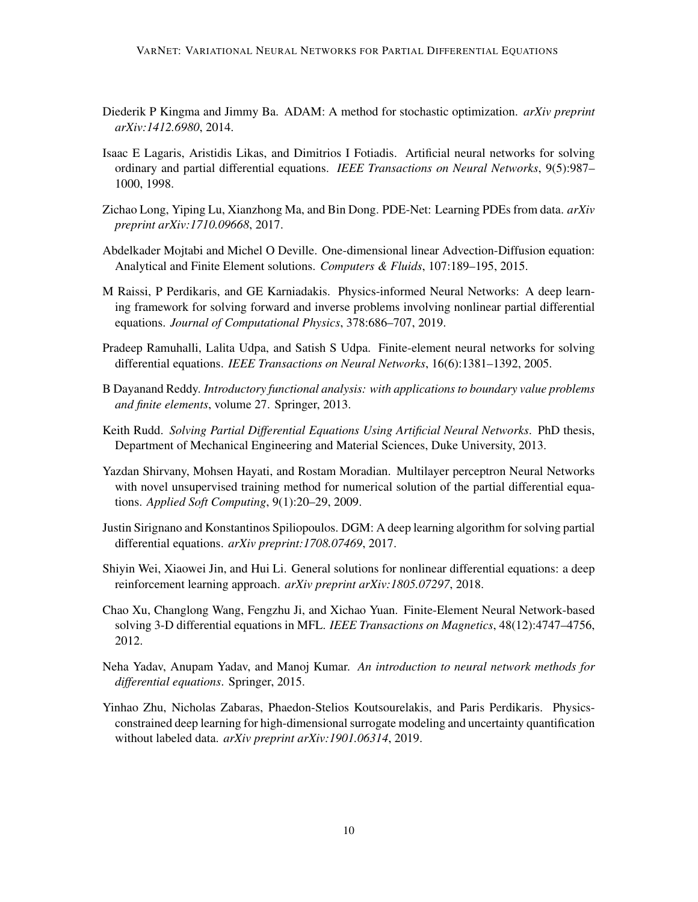Diederik P Kingma and Jimmy Ba. ADAM: A method for stochastic optimization. *arXiv preprint arXiv:1412.6980*, 2014.

Isaac E Lagaris, Aristidis Likas, and Dimitrios I Fotiadis. Artificial neural networks for solving ordinary and partial differential equations. *IEEE Transactions on Neural Networks*, 9(5):987–1000, 1998.

Zichao Long, Yiping Lu, Xianzhong Ma, and Bin Dong. PDE-Net: Learning PDEs from data. *arXiv preprint arXiv:1710.09668*, 2017.

Abdelkader Mojtabi and Michel O Deville. One-dimensional linear Advection-Diffusion equation: Analytical and Finite Element solutions. *Computers & Fluids*, 107:189–195, 2015.

M Raissi, P Perdikaris, and GE Karniadakis. Physics-informed Neural Networks: A deep learning framework for solving forward and inverse problems involving nonlinear partial differential equations. *Journal of Computational Physics*, 378:686–707, 2019.

Pradeep Ramuhalli, Lalita Udpa, and Satish S Udpa. Finite-element neural networks for solving differential equations. *IEEE Transactions on Neural Networks*, 16(6):1381–1392, 2005.

B Dayanand Reddy. *Introductory functional analysis: with applications to boundary value problems and finite elements*, volume 27. Springer, 2013.

Keith Rudd. *Solving Partial Differential Equations Using Artificial Neural Networks*. PhD thesis, Department of Mechanical Engineering and Material Sciences, Duke University, 2013.

Yazdan Shirvany, Mohsen Hayati, and Rostam Moradian. Multilayer perceptron Neural Networks with novel unsupervised training method for numerical solution of the partial differential equations. *Applied Soft Computing*, 9(1):20–29, 2009.

Justin Sirignano and Konstantinos Spiliopoulos. DGM: A deep learning algorithm for solving partial differential equations. *arXiv preprint:1708.07469*, 2017.

Shiyin Wei, Xiaowei Jin, and Hui Li. General solutions for nonlinear differential equations: a deep reinforcement learning approach. *arXiv preprint arXiv:1805.07297*, 2018.

Chao Xu, Changlong Wang, Fengzhu Ji, and Xichao Yuan. Finite-Element Neural Network-based solving 3-D differential equations in MFL. *IEEE Transactions on Magnetics*, 48(12):4747–4756, 2012.

Neha Yadav, Anupam Yadav, and Manoj Kumar. *An introduction to neural network methods for differential equations*. Springer, 2015.

Yinhao Zhu, Nicholas Zabaras, Phaedon-Stelios Koutsourelakis, and Paris Perdikaris. Physics-constrained deep learning for high-dimensional surrogate modeling and uncertainty quantification without labeled data. *arXiv preprint arXiv:1901.06314*, 2019.